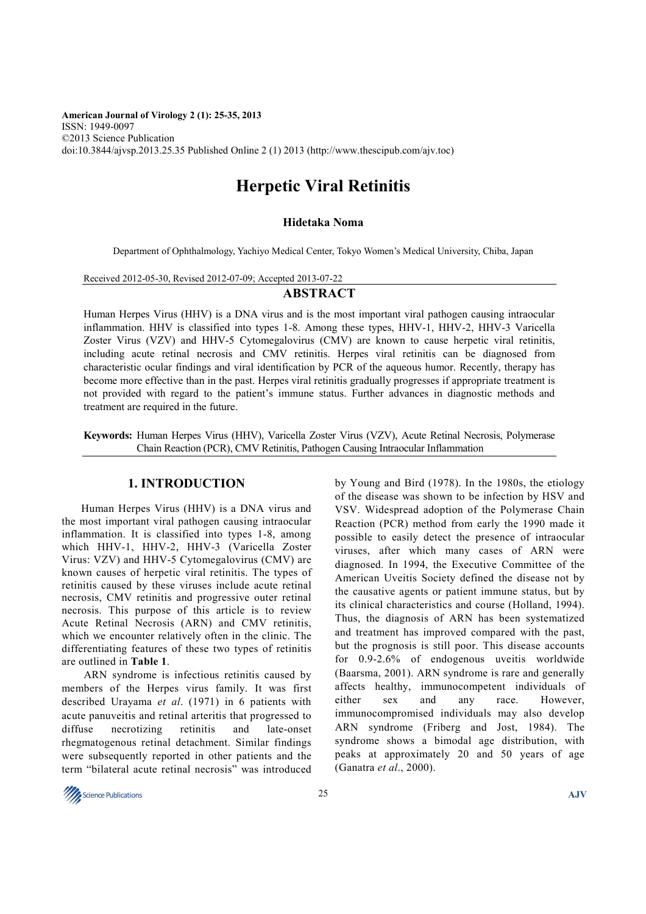**American Journal of Virology 2 (1): 25-35, 2013**
ISSN: 1949-0097
©2013 Science Publication
doi:10.3844/ajvsp.2013.25.35 Published Online 2 (1) 2013 (http://www.thescipub.com/ajv.toc)

# Herpetic Viral Retinitis

**Hidetaka Noma**

Department of Ophthalmology, Yachiyo Medical Center, Tokyo Women's Medical University, Chiba, Japan

Received 2012-05-30, Revised 2012-07-09; Accepted 2013-07-22

## ABSTRACT

Human Herpes Virus (HHV) is a DNA virus and is the most important viral pathogen causing intraocular inflammation. HHV is classified into types 1-8. Among these types, HHV-1, HHV-2, HHV-3 Varicella Zoster Virus (VZV) and HHV-5 Cytomegalovirus (CMV) are known to cause herpetic viral retinitis, including acute retinal necrosis and CMV retinitis. Herpes viral retinitis can be diagnosed from characteristic ocular findings and viral identification by PCR of the aqueous humor. Recently, therapy has become more effective than in the past. Herpes viral retinitis gradually progresses if appropriate treatment is not provided with regard to the patient's immune status. Further advances in diagnostic methods and treatment are required in the future.

**Keywords:** Human Herpes Virus (HHV), Varicella Zoster Virus (VZV), Acute Retinal Necrosis, Polymerase Chain Reaction (PCR), CMV Retinitis, Pathogen Causing Intraocular Inflammation

## 1. INTRODUCTION

Human Herpes Virus (HHV) is a DNA virus and the most important viral pathogen causing intraocular inflammation. It is classified into types 1-8, among which HHV-1, HHV-2, HHV-3 (Varicella Zoster Virus: VZV) and HHV-5 Cytomegalovirus (CMV) are known causes of herpetic viral retinitis. The types of retinitis caused by these viruses include acute retinal necrosis, CMV retinitis and progressive outer retinal necrosis. This purpose of this article is to review Acute Retinal Necrosis (ARN) and CMV retinitis, which we encounter relatively often in the clinic. The differentiating features of these two types of retinitis are outlined in **Table 1**.

ARN syndrome is infectious retinitis caused by members of the Herpes virus family. It was first described Urayama *et al*. (1971) in 6 patients with acute panuveitis and retinal arteritis that progressed to diffuse necrotizing retinitis and late-onset rhegmatogenous retinal detachment. Similar findings were subsequently reported in other patients and the term "bilateral acute retinal necrosis" was introduced by Young and Bird (1978). In the 1980s, the etiology of the disease was shown to be infection by HSV and VSV. Widespread adoption of the Polymerase Chain Reaction (PCR) method from early the 1990 made it possible to easily detect the presence of intraocular viruses, after which many cases of ARN were diagnosed. In 1994, the Executive Committee of the American Uveitis Society defined the disease not by the causative agents or patient immune status, but by its clinical characteristics and course (Holland, 1994). Thus, the diagnosis of ARN has been systematized and treatment has improved compared with the past, but the prognosis is still poor. This disease accounts for 0.9-2.6% of endogenous uveitis worldwide (Baarsma, 2001). ARN syndrome is rare and generally affects healthy, immunocompetent individuals of either sex and any race. However, immunocompromised individuals may also develop ARN syndrome (Friberg and Jost, 1984). The syndrome shows a bimodal age distribution, with peaks at approximately 20 and 50 years of age (Ganatra *et al*., 2000).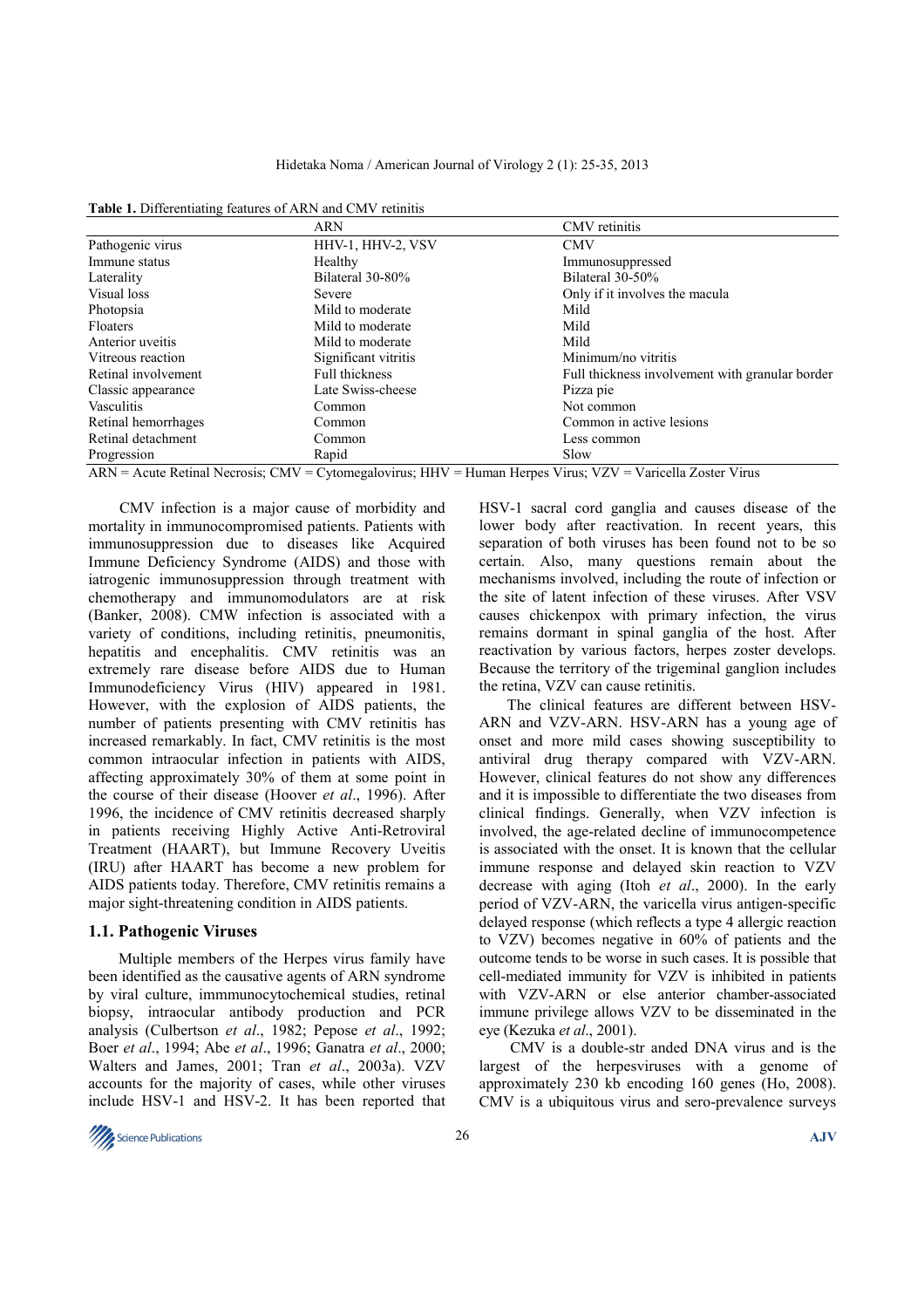**Table 1.** Differentiating features of ARN and CMV retinitis

| | ARN | CMV retinitis |
|---|---|---|
| Pathogenic virus | HHV-1, HHV-2, VSV | CMV |
| Immune status | Healthy | Immunosuppressed |
| Laterality | Bilateral 30-80% | Bilateral 30-50% |
| Visual loss | Severe | Only if it involves the macula |
| Photopsia | Mild to moderate | Mild |
| Floaters | Mild to moderate | Mild |
| Anterior uveitis | Mild to moderate | Mild |
| Vitreous reaction | Significant vitritis | Minimum/no vitritis |
| Retinal involvement | Full thickness | Full thickness involvement with granular border |
| Classic appearance | Late Swiss-cheese | Pizza pie |
| Vasculitis | Common | Not common |
| Retinal hemorrhages | Common | Common in active lesions |
| Retinal detachment | Common | Less common |
| Progression | Rapid | Slow |

ARN = Acute Retinal Necrosis; CMV = Cytomegalovirus; HHV = Human Herpes Virus; VZV = Varicella Zoster Virus

CMV infection is a major cause of morbidity and mortality in immunocompromised patients. Patients with immunosuppression due to diseases like Acquired Immune Deficiency Syndrome (AIDS) and those with iatrogenic immunosuppression through treatment with chemotherapy and immunomodulators are at risk (Banker, 2008). CMW infection is associated with a variety of conditions, including retinitis, pneumonitis, hepatitis and encephalitis. CMV retinitis was an extremely rare disease before AIDS due to Human Immunodeficiency Virus (HIV) appeared in 1981. However, with the explosion of AIDS patients, the number of patients presenting with CMV retinitis has increased remarkably. In fact, CMV retinitis is the most common intraocular infection in patients with AIDS, affecting approximately 30% of them at some point in the course of their disease (Hoover *et al*., 1996). After 1996, the incidence of CMV retinitis decreased sharply in patients receiving Highly Active Anti-Retroviral Treatment (HAART), but Immune Recovery Uveitis (IRU) after HAART has become a new problem for AIDS patients today. Therefore, CMV retinitis remains a major sight-threatening condition in AIDS patients.

### 1.1. Pathogenic Viruses

Multiple members of the Herpes virus family have been identified as the causative agents of ARN syndrome by viral culture, immmunocytochemical studies, retinal biopsy, intraocular antibody production and PCR analysis (Culbertson *et al*., 1982; Pepose *et al*., 1992; Boer *et al*., 1994; Abe *et al*., 1996; Ganatra *et al*., 2000; Walters and James, 2001; Tran *et al*., 2003a). VZV accounts for the majority of cases, while other viruses include HSV-1 and HSV-2. It has been reported that HSV-1 sacral cord ganglia and causes disease of the lower body after reactivation. In recent years, this separation of both viruses has been found not to be so certain. Also, many questions remain about the mechanisms involved, including the route of infection or the site of latent infection of these viruses. After VSV causes chickenpox with primary infection, the virus remains dormant in spinal ganglia of the host. After reactivation by various factors, herpes zoster develops. Because the territory of the trigeminal ganglion includes the retina, VZV can cause retinitis.

The clinical features are different between HSV-ARN and VZV-ARN. HSV-ARN has a young age of onset and more mild cases showing susceptibility to antiviral drug therapy compared with VZV-ARN. However, clinical features do not show any differences and it is impossible to differentiate the two diseases from clinical findings. Generally, when VZV infection is involved, the age-related decline of immunocompetence is associated with the onset. It is known that the cellular immune response and delayed skin reaction to VZV decrease with aging (Itoh *et al*., 2000). In the early period of VZV-ARN, the varicella virus antigen-specific delayed response (which reflects a type 4 allergic reaction to VZV) becomes negative in 60% of patients and the outcome tends to be worse in such cases. It is possible that cell-mediated immunity for VZV is inhibited in patients with VZV-ARN or else anterior chamber-associated immune privilege allows VZV to be disseminated in the eye (Kezuka *et al*., 2001).

CMV is a double-str anded DNA virus and is the largest of the herpesviruses with a genome of approximately 230 kb encoding 160 genes (Ho, 2008). CMV is a ubiquitous virus and sero-prevalence surveys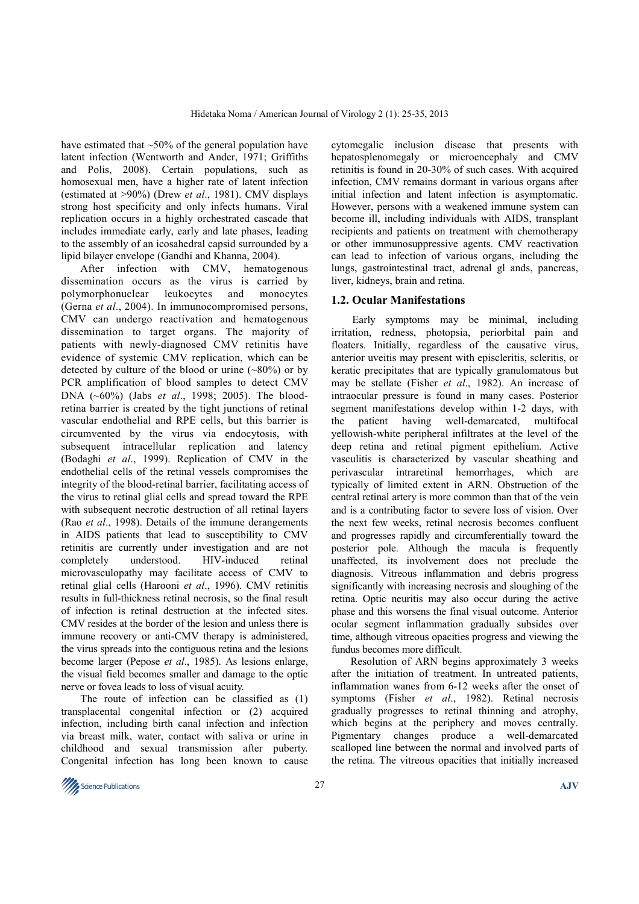have estimated that ~50% of the general population have latent infection (Wentworth and Ander, 1971; Griffiths and Polis, 2008). Certain populations, such as homosexual men, have a higher rate of latent infection (estimated at >90%) (Drew *et al*., 1981). CMV displays strong host specificity and only infects humans. Viral replication occurs in a highly orchestrated cascade that includes immediate early, early and late phases, leading to the assembly of an icosahedral capsid surrounded by a lipid bilayer envelope (Gandhi and Khanna, 2004).

After infection with CMV, hematogenous dissemination occurs as the virus is carried by polymorphonuclear leukocytes and monocytes (Gerna *et al*., 2004). In immunocompromised persons, CMV can undergo reactivation and hematogenous dissemination to target organs. The majority of patients with newly-diagnosed CMV retinitis have evidence of systemic CMV replication, which can be detected by culture of the blood or urine (~80%) or by PCR amplification of blood samples to detect CMV DNA (~60%) (Jabs *et al*., 1998; 2005). The blood-retina barrier is created by the tight junctions of retinal vascular endothelial and RPE cells, but this barrier is circumvented by the virus via endocytosis, with subsequent intracellular replication and latency (Bodaghi *et al*., 1999). Replication of CMV in the endothelial cells of the retinal vessels compromises the integrity of the blood-retinal barrier, facilitating access of the virus to retinal glial cells and spread toward the RPE with subsequent necrotic destruction of all retinal layers (Rao *et al*., 1998). Details of the immune derangements in AIDS patients that lead to susceptibility to CMV retinitis are currently under investigation and are not completely understood. HIV-induced retinal microvasculopathy may facilitate access of CMV to retinal glial cells (Harooni *et al*., 1996). CMV retinitis results in full-thickness retinal necrosis, so the final result of infection is retinal destruction at the infected sites. CMV resides at the border of the lesion and unless there is immune recovery or anti-CMV therapy is administered, the virus spreads into the contiguous retina and the lesions become larger (Pepose *et al*., 1985). As lesions enlarge, the visual field becomes smaller and damage to the optic nerve or fovea leads to loss of visual acuity.

The route of infection can be classified as (1) transplacental congenital infection or (2) acquired infection, including birth canal infection and infection via breast milk, water, contact with saliva or urine in childhood and sexual transmission after puberty. Congenital infection has long been known to cause cytomegalic inclusion disease that presents with hepatosplenomegaly or microencephaly and CMV retinitis is found in 20-30% of such cases. With acquired infection, CMV remains dormant in various organs after initial infection and latent infection is asymptomatic. However, persons with a weakened immune system can become ill, including individuals with AIDS, transplant recipients and patients on treatment with chemotherapy or other immunosuppressive agents. CMV reactivation can lead to infection of various organs, including the lungs, gastrointestinal tract, adrenal gl ands, pancreas, liver, kidneys, brain and retina.

### 1.2. Ocular Manifestations

Early symptoms may be minimal, including irritation, redness, photopsia, periorbital pain and floaters. Initially, regardless of the causative virus, anterior uveitis may present with episcleritis, scleritis, or keratic precipitates that are typically granulomatous but may be stellate (Fisher *et al*., 1982). An increase of intraocular pressure is found in many cases. Posterior segment manifestations develop within 1-2 days, with the patient having well-demarcated, multifocal yellowish-white peripheral infiltrates at the level of the deep retina and retinal pigment epithelium. Active vasculitis is characterized by vascular sheathing and perivascular intraretinal hemorrhages, which are typically of limited extent in ARN. Obstruction of the central retinal artery is more common than that of the vein and is a contributing factor to severe loss of vision. Over the next few weeks, retinal necrosis becomes confluent and progresses rapidly and circumferentially toward the posterior pole. Although the macula is frequently unaffected, its involvement does not preclude the diagnosis. Vitreous inflammation and debris progress significantly with increasing necrosis and sloughing of the retina. Optic neuritis may also occur during the active phase and this worsens the final visual outcome. Anterior ocular segment inflammation gradually subsides over time, although vitreous opacities progress and viewing the fundus becomes more difficult.

Resolution of ARN begins approximately 3 weeks after the initiation of treatment. In untreated patients, inflammation wanes from 6-12 weeks after the onset of symptoms (Fisher *et al*., 1982). Retinal necrosis gradually progresses to retinal thinning and atrophy, which begins at the periphery and moves centrally. Pigmentary changes produce a well-demarcated scalloped line between the normal and involved parts of the retina. The vitreous opacities that initially increased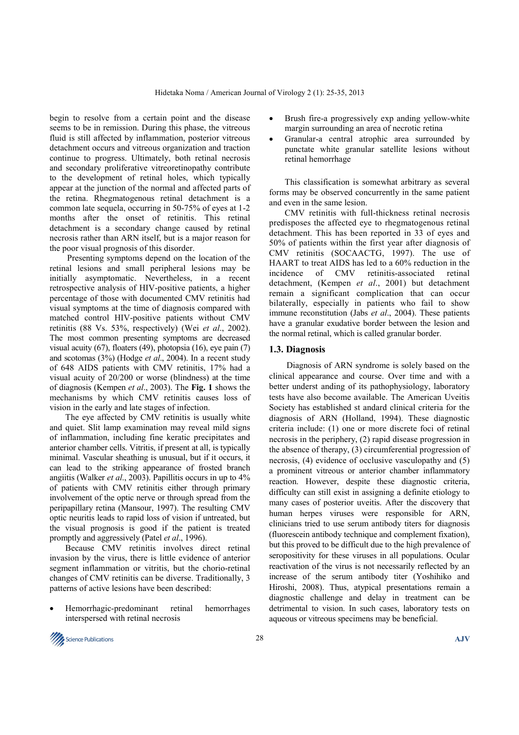begin to resolve from a certain point and the disease seems to be in remission. During this phase, the vitreous fluid is still affected by inflammation, posterior vitreous detachment occurs and vitreous organization and traction continue to progress. Ultimately, both retinal necrosis and secondary proliferative vitreoretinopathy contribute to the development of retinal holes, which typically appear at the junction of the normal and affected parts of the retina. Rhegmatogenous retinal detachment is a common late sequela, occurring in 50-75% of eyes at 1-2 months after the onset of retinitis. This retinal detachment is a secondary change caused by retinal necrosis rather than ARN itself, but is a major reason for the poor visual prognosis of this disorder.

Presenting symptoms depend on the location of the retinal lesions and small peripheral lesions may be initially asymptomatic. Nevertheless, in a recent retrospective analysis of HIV-positive patients, a higher percentage of those with documented CMV retinitis had visual symptoms at the time of diagnosis compared with matched control HIV-positive patients without CMV retinitis (88 Vs. 53%, respectively) (Wei *et al*., 2002). The most common presenting symptoms are decreased visual acuity (67), floaters (49), photopsia (16), eye pain (7) and scotomas (3%) (Hodge *et al*., 2004). In a recent study of 648 AIDS patients with CMV retinitis, 17% had a visual acuity of 20/200 or worse (blindness) at the time of diagnosis (Kempen *et al*., 2003). The **Fig. 1** shows the mechanisms by which CMV retinitis causes loss of vision in the early and late stages of infection.

The eye affected by CMV retinitis is usually white and quiet. Slit lamp examination may reveal mild signs of inflammation, including fine keratic precipitates and anterior chamber cells. Vitritis, if present at all, is typically minimal. Vascular sheathing is unusual, but if it occurs, it can lead to the striking appearance of frosted branch angiitis (Walker *et al*., 2003). Papillitis occurs in up to 4% of patients with CMV retinitis either through primary involvement of the optic nerve or through spread from the peripapillary retina (Mansour, 1997). The resulting CMV optic neuritis leads to rapid loss of vision if untreated, but the visual prognosis is good if the patient is treated promptly and aggressively (Patel *et al*., 1996).

Because CMV retinitis involves direct retinal invasion by the virus, there is little evidence of anterior segment inflammation or vitritis, but the chorio-retinal changes of CMV retinitis can be diverse. Traditionally, 3 patterns of active lesions have been described:

- Hemorrhagic-predominant retinal hemorrhages interspersed with retinal necrosis
- Brush fire-a progressively exp anding yellow-white margin surrounding an area of necrotic retina
- Granular-a central atrophic area surrounded by punctate white granular satellite lesions without retinal hemorrhage

This classification is somewhat arbitrary as several forms may be observed concurrently in the same patient and even in the same lesion.

CMV retinitis with full-thickness retinal necrosis predisposes the affected eye to rhegmatogenous retinal detachment. This has been reported in 33 of eyes and 50% of patients within the first year after diagnosis of CMV retinitis (SOCAACTG, 1997). The use of HAART to treat AIDS has led to a 60% reduction in the incidence of CMV retinitis-associated retinal detachment, (Kempen *et al*., 2001) but detachment remain a significant complication that can occur bilaterally, especially in patients who fail to show immune reconstitution (Jabs *et al*., 2004). These patients have a granular exudative border between the lesion and the normal retinal, which is called granular border.

## 1.3. Diagnosis

Diagnosis of ARN syndrome is solely based on the clinical appearance and course. Over time and with a better underst anding of its pathophysiology, laboratory tests have also become available. The American Uveitis Society has established st andard clinical criteria for the diagnosis of ARN (Holland, 1994). These diagnostic criteria include: (1) one or more discrete foci of retinal necrosis in the periphery, (2) rapid disease progression in the absence of therapy, (3) circumferential progression of necrosis, (4) evidence of occlusive vasculopathy and (5) a prominent vitreous or anterior chamber inflammatory reaction. However, despite these diagnostic criteria, difficulty can still exist in assigning a definite etiology to many cases of posterior uveitis. After the discovery that human herpes viruses were responsible for ARN, clinicians tried to use serum antibody titers for diagnosis (fluorescein antibody technique and complement fixation), but this proved to be difficult due to the high prevalence of seropositivity for these viruses in all populations. Ocular reactivation of the virus is not necessarily reflected by an increase of the serum antibody titer (Yoshihiko and Hiroshi, 2008). Thus, atypical presentations remain a diagnostic challenge and delay in treatment can be detrimental to vision. In such cases, laboratory tests on aqueous or vitreous specimens may be beneficial.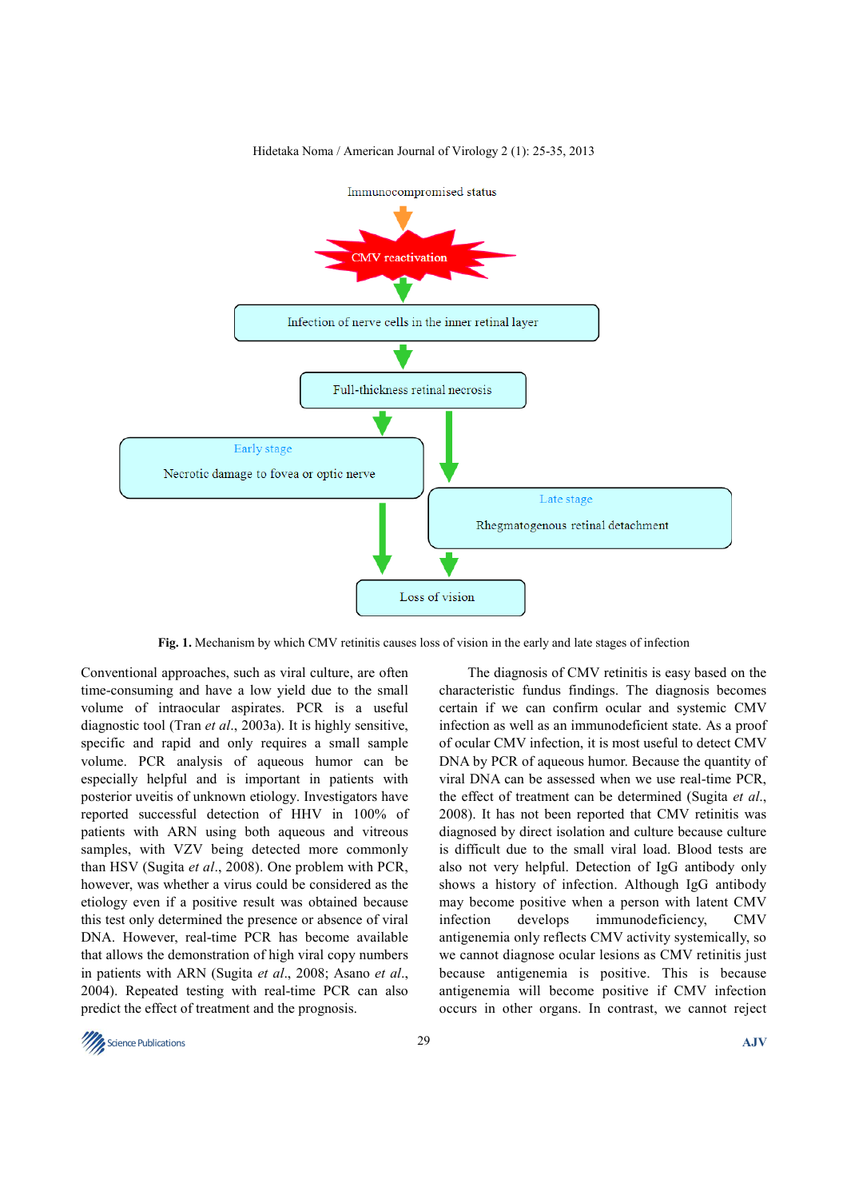Immunocompromised status

CMV reactivation

Infection of nerve cells in the inner retinal layer

Full-thickness retinal necrosis

Early stage

Necrotic damage to fovea or optic nerve

Late stage

Rhegmatogenous retinal detachment

Loss of vision

**Fig. 1.** Mechanism by which CMV retinitis causes loss of vision in the early and late stages of infection

Conventional approaches, such as viral culture, are often time-consuming and have a low yield due to the small volume of intraocular aspirates. PCR is a useful diagnostic tool (Tran *et al*., 2003a). It is highly sensitive, specific and rapid and only requires a small sample volume. PCR analysis of aqueous humor can be especially helpful and is important in patients with posterior uveitis of unknown etiology. Investigators have reported successful detection of HHV in 100% of patients with ARN using both aqueous and vitreous samples, with VZV being detected more commonly than HSV (Sugita *et al*., 2008). One problem with PCR, however, was whether a virus could be considered as the etiology even if a positive result was obtained because this test only determined the presence or absence of viral DNA. However, real-time PCR has become available that allows the demonstration of high viral copy numbers in patients with ARN (Sugita *et al*., 2008; Asano *et al*., 2004). Repeated testing with real-time PCR can also predict the effect of treatment and the prognosis.

The diagnosis of CMV retinitis is easy based on the characteristic fundus findings. The diagnosis becomes certain if we can confirm ocular and systemic CMV infection as well as an immunodeficient state. As a proof of ocular CMV infection, it is most useful to detect CMV DNA by PCR of aqueous humor. Because the quantity of viral DNA can be assessed when we use real-time PCR, the effect of treatment can be determined (Sugita *et al*., 2008). It has not been reported that CMV retinitis was diagnosed by direct isolation and culture because culture is difficult due to the small viral load. Blood tests are also not very helpful. Detection of IgG antibody only shows a history of infection. Although IgG antibody may become positive when a person with latent CMV infection develops immunodeficiency, CMV antigenemia only reflects CMV activity systemically, so we cannot diagnose ocular lesions as CMV retinitis just because antigenemia is positive. This is because antigenemia will become positive if CMV infection occurs in other organs. In contrast, we cannot reject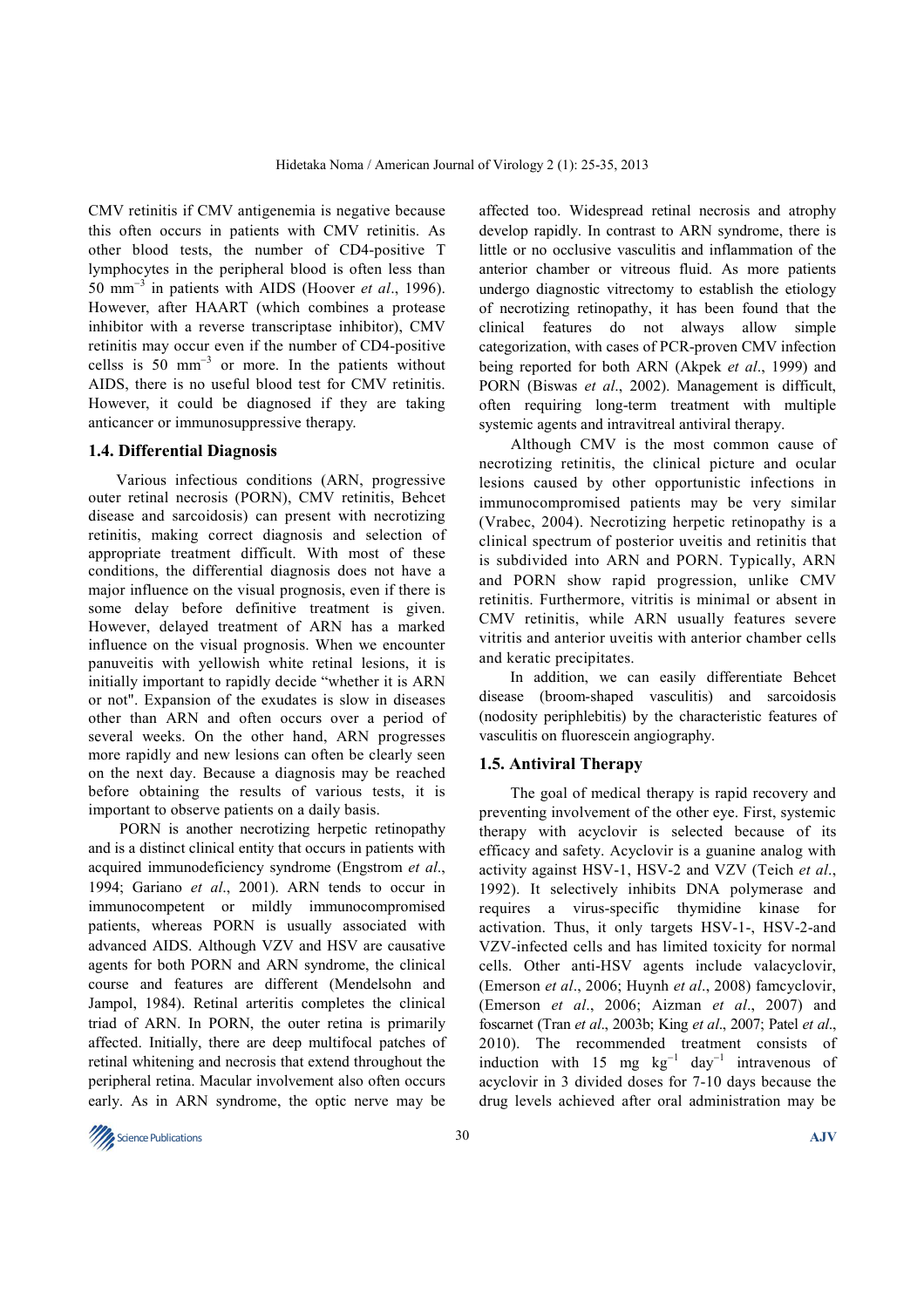CMV retinitis if CMV antigenemia is negative because this often occurs in patients with CMV retinitis. As other blood tests, the number of CD4-positive T lymphocytes in the peripheral blood is often less than 50 $mm^{-3}$ in patients with AIDS (Hoover *et al*., 1996). However, after HAART (which combines a protease inhibitor with a reverse transcriptase inhibitor), CMV retinitis may occur even if the number of CD4-positive cellss is 50 $mm^{-3}$ or more. In the patients without AIDS, there is no useful blood test for CMV retinitis. However, it could be diagnosed if they are taking anticancer or immunosuppressive therapy.

### 1.4. Differential Diagnosis

Various infectious conditions (ARN, progressive outer retinal necrosis (PORN), CMV retinitis, Behcet disease and sarcoidosis) can present with necrotizing retinitis, making correct diagnosis and selection of appropriate treatment difficult. With most of these conditions, the differential diagnosis does not have a major influence on the visual prognosis, even if there is some delay before definitive treatment is given. However, delayed treatment of ARN has a marked influence on the visual prognosis. When we encounter panuveitis with yellowish white retinal lesions, it is initially important to rapidly decide "whether it is ARN or not". Expansion of the exudates is slow in diseases other than ARN and often occurs over a period of several weeks. On the other hand, ARN progresses more rapidly and new lesions can often be clearly seen on the next day. Because a diagnosis may be reached before obtaining the results of various tests, it is important to observe patients on a daily basis.

PORN is another necrotizing herpetic retinopathy and is a distinct clinical entity that occurs in patients with acquired immunodeficiency syndrome (Engstrom *et al*., 1994; Gariano *et al*., 2001). ARN tends to occur in immunocompetent or mildly immunocompromised patients, whereas PORN is usually associated with advanced AIDS. Although VZV and HSV are causative agents for both PORN and ARN syndrome, the clinical course and features are different (Mendelsohn and Jampol, 1984). Retinal arteritis completes the clinical triad of ARN. In PORN, the outer retina is primarily affected. Initially, there are deep multifocal patches of retinal whitening and necrosis that extend throughout the peripheral retina. Macular involvement also often occurs early. As in ARN syndrome, the optic nerve may be affected too. Widespread retinal necrosis and atrophy develop rapidly. In contrast to ARN syndrome, there is little or no occlusive vasculitis and inflammation of the anterior chamber or vitreous fluid. As more patients undergo diagnostic vitrectomy to establish the etiology of necrotizing retinopathy, it has been found that the clinical features do not always allow simple categorization, with cases of PCR-proven CMV infection being reported for both ARN (Akpek *et al*., 1999) and PORN (Biswas *et al*., 2002). Management is difficult, often requiring long-term treatment with multiple systemic agents and intravitreal antiviral therapy.

Although CMV is the most common cause of necrotizing retinitis, the clinical picture and ocular lesions caused by other opportunistic infections in immunocompromised patients may be very similar (Vrabec, 2004). Necrotizing herpetic retinopathy is a clinical spectrum of posterior uveitis and retinitis that is subdivided into ARN and PORN. Typically, ARN and PORN show rapid progression, unlike CMV retinitis. Furthermore, vitritis is minimal or absent in CMV retinitis, while ARN usually features severe vitritis and anterior uveitis with anterior chamber cells and keratic precipitates.

In addition, we can easily differentiate Behcet disease (broom-shaped vasculitis) and sarcoidosis (nodosity periphlebitis) by the characteristic features of vasculitis on fluorescein angiography.

### 1.5. Antiviral Therapy

The goal of medical therapy is rapid recovery and preventing involvement of the other eye. First, systemic therapy with acyclovir is selected because of its efficacy and safety. Acyclovir is a guanine analog with activity against HSV-1, HSV-2 and VZV (Teich *et al*., 1992). It selectively inhibits DNA polymerase and requires a virus-specific thymidine kinase for activation. Thus, it only targets HSV-1-, HSV-2-and VZV-infected cells and has limited toxicity for normal cells. Other anti-HSV agents include valacyclovir, (Emerson *et al*., 2006; Huynh *et al*., 2008) famcyclovir, (Emerson *et al*., 2006; Aizman *et al*., 2007) and foscarnet (Tran *et al*., 2003b; King *et al*., 2007; Patel *et al*., 2010). The recommended treatment consists of induction with 15 mg $kg^{-1}$ $day^{-1}$ intravenous of acyclovir in 3 divided doses for 7-10 days because the drug levels achieved after oral administration may be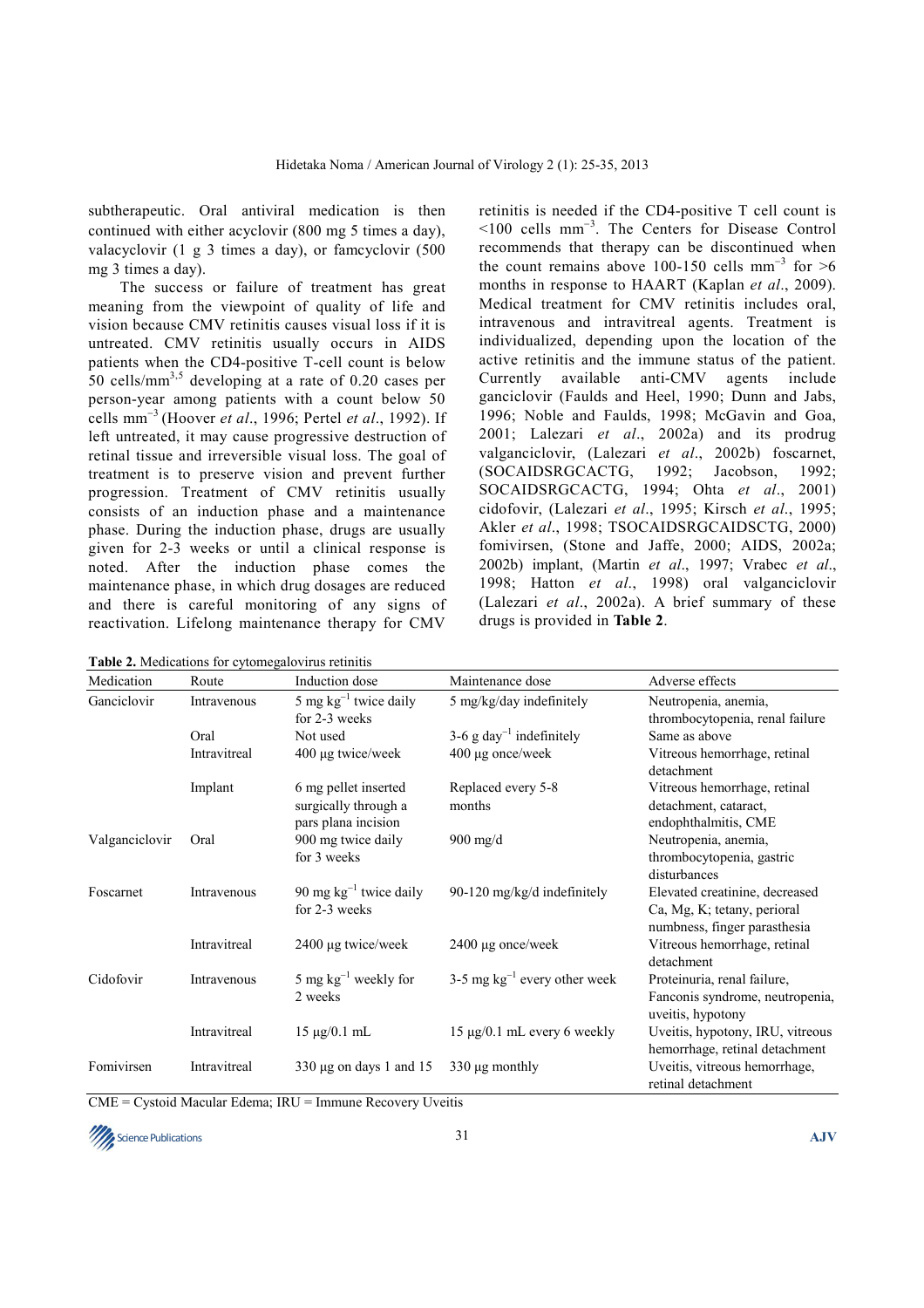subtherapeutic. Oral antiviral medication is then continued with either acyclovir (800 mg 5 times a day), valacyclovir (1 g 3 times a day), or famcyclovir (500 mg 3 times a day).

The success or failure of treatment has great meaning from the viewpoint of quality of life and vision because CMV retinitis causes visual loss if it is untreated. CMV retinitis usually occurs in AIDS patients when the CD4-positive T-cell count is below 50 cells/mm[3,5] developing at a rate of 0.20 cases per person-year among patients with a count below 50 cells mm$^{-3}$ (Hoover *et al*., 1996; Pertel *et al*., 1992). If left untreated, it may cause progressive destruction of retinal tissue and irreversible visual loss. The goal of treatment is to preserve vision and prevent further progression. Treatment of CMV retinitis usually consists of an induction phase and a maintenance phase. During the induction phase, drugs are usually given for 2-3 weeks or until a clinical response is noted. After the induction phase comes the maintenance phase, in which drug dosages are reduced and there is careful monitoring of any signs of reactivation. Lifelong maintenance therapy for CMV retinitis is needed if the CD4-positive T cell count is <100 cells mm$^{-3}$. The Centers for Disease Control recommends that therapy can be discontinued when the count remains above 100-150 cells mm$^{-3}$ for >6 months in response to HAART (Kaplan *et al*., 2009). Medical treatment for CMV retinitis includes oral, intravenous and intravitreal agents. Treatment is individualized, depending upon the location of the active retinitis and the immune status of the patient. Currently available anti-CMV agents include ganciclovir (Faulds and Heel, 1990; Dunn and Jabs, 1996; Noble and Faulds, 1998; McGavin and Goa, 2001; Lalezari *et al*., 2002a) and its prodrug valganciclovir, (Lalezari *et al*., 2002b) foscarnet, (SOCAIDSRGCACTG, 1992; Jacobson, 1992; SOCAIDSRGCACTG, 1994; Ohta *et al*., 2001) cidofovir, (Lalezari *et al*., 1995; Kirsch *et al*., 1995; Akler *et al*., 1998; TSOCAIDSRGCAIDSCTG, 2000) fomivirsen, (Stone and Jaffe, 2000; AIDS, 2002a; 2002b) implant, (Martin *et al*., 1997; Vrabec *et al*., 1998; Hatton *et al*., 1998) oral valganciclovir (Lalezari *et al*., 2002a). A brief summary of these drugs is provided in **Table 2**.

**Table 2.** Medications for cytomegalovirus retinitis

| Medication | Route | Induction dose | Maintenance dose | Adverse effects |
|---|---|---|---|---|
| Ganciclovir | Intravenous | 5 mg kg$^{-1}$ twice daily for 2-3 weeks | 5 mg/kg/day indefinitely | Neutropenia, anemia, thrombocytopenia, renal failure |
| | Oral | Not used | 3-6 g day$^{-1}$ indefinitely | Same as above |
| | Intravitreal | 400 µg twice/week | 400 µg once/week | Vitreous hemorrhage, retinal detachment |
| | Implant | 6 mg pellet inserted surgically through a pars plana incision | Replaced every 5-8 months | Vitreous hemorrhage, retinal detachment, cataract, endophthalmitis, CME |
| Valganciclovir | Oral | 900 mg twice daily for 3 weeks | 900 mg/d | Neutropenia, anemia, thrombocytopenia, gastric disturbances |
| Foscarnet | Intravenous | 90 mg kg$^{-1}$ twice daily for 2-3 weeks | 90-120 mg/kg/d indefinitely | Elevated creatinine, decreased Ca, Mg, K; tetany, perioral numbness, finger parasthesia |
| | Intravitreal | 2400 µg twice/week | 2400 µg once/week | Vitreous hemorrhage, retinal detachment |
| Cidofovir | Intravenous | 5 mg kg$^{-1}$ weekly for 2 weeks | 3-5 mg kg$^{-1}$ every other week | Proteinuria, renal failure, Fanconis syndrome, neutropenia, uveitis, hypotony |
| | Intravitreal | 15 µg/0.1 mL | 15 µg/0.1 mL every 6 weekly | Uveitis, hypotony, IRU, vitreous hemorrhage, retinal detachment |
| Fomivirsen | Intravitreal | 330 µg on days 1 and 15 | 330 µg monthly | Uveitis, vitreous hemorrhage, retinal detachment |

CME = Cystoid Macular Edema; IRU = Immune Recovery Uveitis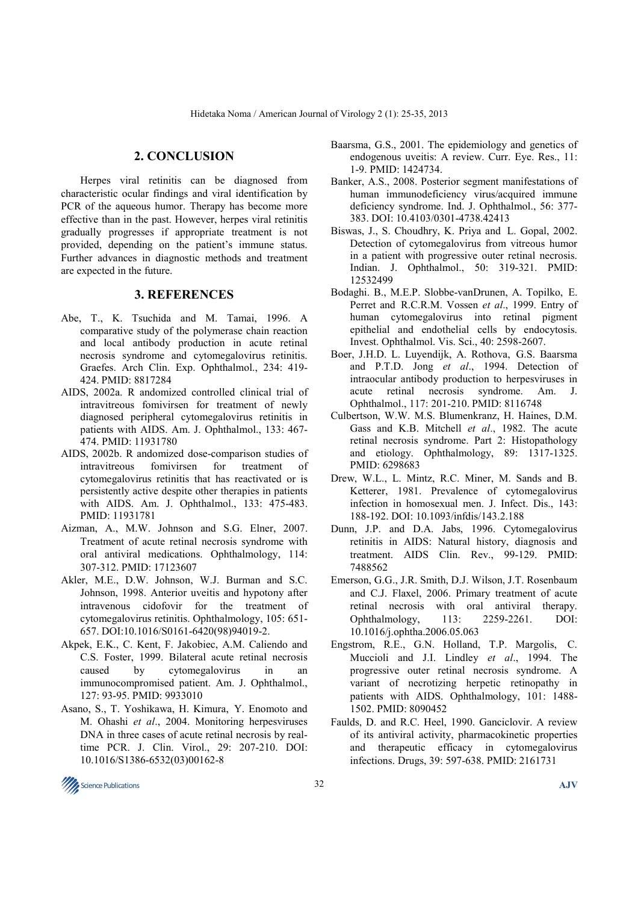## 2. CONCLUSION

Herpes viral retinitis can be diagnosed from characteristic ocular findings and viral identification by PCR of the aqueous humor. Therapy has become more effective than in the past. However, herpes viral retinitis gradually progresses if appropriate treatment is not provided, depending on the patient's immune status. Further advances in diagnostic methods and treatment are expected in the future.

## 3. REFERENCES

Abe, T., K. Tsuchida and M. Tamai, 1996. A comparative study of the polymerase chain reaction and local antibody production in acute retinal necrosis syndrome and cytomegalovirus retinitis. Graefes. Arch Clin. Exp. Ophthalmol., 234: 419-424. PMID: 8817284

AIDS, 2002a. R andomized controlled clinical trial of intravitreous fomivirsen for treatment of newly diagnosed peripheral cytomegalovirus retinitis in patients with AIDS. Am. J. Ophthalmol., 133: 467-474. PMID: 11931780

AIDS, 2002b. R andomized dose-comparison studies of intravitreous fomivirsen for treatment of cytomegalovirus retinitis that has reactivated or is persistently active despite other therapies in patients with AIDS. Am. J. Ophthalmol., 133: 475-483. PMID: 11931781

Aizman, A., M.W. Johnson and S.G. Elner, 2007. Treatment of acute retinal necrosis syndrome with oral antiviral medications. Ophthalmology, 114: 307-312. PMID: 17123607

Akler, M.E., D.W. Johnson, W.J. Burman and S.C. Johnson, 1998. Anterior uveitis and hypotony after intravenous cidofovir for the treatment of cytomegalovirus retinitis. Ophthalmology, 105: 651-657. DOI:10.1016/S0161-6420(98)94019-2.

Akpek, E.K., C. Kent, F. Jakobiec, A.M. Caliendo and C.S. Foster, 1999. Bilateral acute retinal necrosis caused by cytomegalovirus in an immunocompromised patient. Am. J. Ophthalmol., 127: 93-95. PMID: 9933010

Asano, S., T. Yoshikawa, H. Kimura, Y. Enomoto and M. Ohashi *et al*., 2004. Monitoring herpesviruses DNA in three cases of acute retinal necrosis by real-time PCR. J. Clin. Virol., 29: 207-210. DOI: 10.1016/S1386-6532(03)00162-8

Baarsma, G.S., 2001. The epidemiology and genetics of endogenous uveitis: A review. Curr. Eye. Res., 11: 1-9. PMID: 1424734.

Banker, A.S., 2008. Posterior segment manifestations of human immunodeficiency virus/acquired immune deficiency syndrome. Ind. J. Ophthalmol., 56: 377-383. DOI: 10.4103/0301-4738.42413

Biswas, J., S. Choudhry, K. Priya and L. Gopal, 2002. Detection of cytomegalovirus from vitreous humor in a patient with progressive outer retinal necrosis. Indian. J. Ophthalmol., 50: 319-321. PMID: 12532499

Bodaghi. B., M.E.P. Slobbe-vanDrunen, A. Topilko, E. Perret and R.C.R.M. Vossen *et al*., 1999. Entry of human cytomegalovirus into retinal pigment epithelial and endothelial cells by endocytosis. Invest. Ophthalmol. Vis. Sci., 40: 2598-2607.

Boer, J.H.D. L. Luyendijk, A. Rothova, G.S. Baarsma and P.T.D. Jong *et al*., 1994. Detection of intraocular antibody production to herpesviruses in acute retinal necrosis syndrome. Am. J. Ophthalmol., 117: 201-210. PMID: 8116748

Culbertson, W.W. M.S. Blumenkranz, H. Haines, D.M. Gass and K.B. Mitchell *et al*., 1982. The acute retinal necrosis syndrome. Part 2: Histopathology and etiology. Ophthalmology, 89: 1317-1325. PMID: 6298683

Drew, W.L., L. Mintz, R.C. Miner, M. Sands and B. Ketterer, 1981. Prevalence of cytomegalovirus infection in homosexual men. J. Infect. Dis., 143: 188-192. DOI: 10.1093/infdis/143.2.188

Dunn, J.P. and D.A. Jabs, 1996. Cytomegalovirus retinitis in AIDS: Natural history, diagnosis and treatment. AIDS Clin. Rev., 99-129. PMID: 7488562

Emerson, G.G., J.R. Smith, D.J. Wilson, J.T. Rosenbaum and C.J. Flaxel, 2006. Primary treatment of acute retinal necrosis with oral antiviral therapy. Ophthalmology, 113: 2259-2261. DOI: 10.1016/j.ophtha.2006.05.063

Engstrom, R.E., G.N. Holland, T.P. Margolis, C. Muccioli and J.I. Lindley *et al*., 1994. The progressive outer retinal necrosis syndrome. A variant of necrotizing herpetic retinopathy in patients with AIDS. Ophthalmology, 101: 1488-1502. PMID: 8090452

Faulds, D. and R.C. Heel, 1990. Ganciclovir. A review of its antiviral activity, pharmacokinetic properties and therapeutic efficacy in cytomegalovirus infections. Drugs, 39: 597-638. PMID: 2161731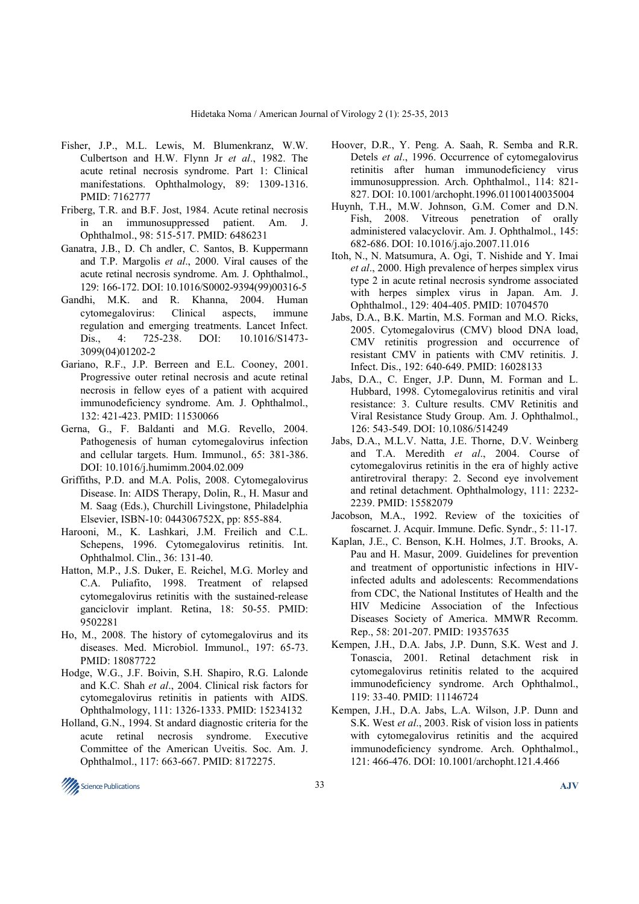Fisher, J.P., M.L. Lewis, M. Blumenkranz, W.W. Culbertson and H.W. Flynn Jr *et al*., 1982. The acute retinal necrosis syndrome. Part 1: Clinical manifestations. Ophthalmology, 89: 1309-1316. PMID: 7162777

Friberg, T.R. and B.F. Jost, 1984. Acute retinal necrosis in an immunosuppressed patient. Am. J. Ophthalmol., 98: 515-517. PMID: 6486231

Ganatra, J.B., D. Ch andler, C. Santos, B. Kuppermann and T.P. Margolis *et al*., 2000. Viral causes of the acute retinal necrosis syndrome. Am. J. Ophthalmol., 129: 166-172. DOI: 10.1016/S0002-9394(99)00316-5

Gandhi, M.K. and R. Khanna, 2004. Human cytomegalovirus: Clinical aspects, immune regulation and emerging treatments. Lancet Infect. Dis., 4: 725-238. DOI: 10.1016/S1473-3099(04)01202-2

Gariano, R.F., J.P. Berreen and E.L. Cooney, 2001. Progressive outer retinal necrosis and acute retinal necrosis in fellow eyes of a patient with acquired immunodeficiency syndrome. Am. J. Ophthalmol., 132: 421-423. PMID: 11530066

Gerna, G., F. Baldanti and M.G. Revello, 2004. Pathogenesis of human cytomegalovirus infection and cellular targets. Hum. Immunol., 65: 381-386. DOI: 10.1016/j.humimm.2004.02.009

Griffiths, P.D. and M.A. Polis, 2008. Cytomegalovirus Disease. In: AIDS Therapy, Dolin, R., H. Masur and M. Saag (Eds.), Churchill Livingstone, Philadelphia Elsevier, ISBN-10: 044306752X, pp: 855-884.

Harooni, M., K. Lashkari, J.M. Freilich and C.L. Schepens, 1996. Cytomegalovirus retinitis. Int. Ophthalmol. Clin., 36: 131-40.

Hatton, M.P., J.S. Duker, E. Reichel, M.G. Morley and C.A. Puliafito, 1998. Treatment of relapsed cytomegalovirus retinitis with the sustained-release ganciclovir implant. Retina, 18: 50-55. PMID: 9502281

Ho, M., 2008. The history of cytomegalovirus and its diseases. Med. Microbiol. Immunol., 197: 65-73. PMID: 18087722

Hodge, W.G., J.F. Boivin, S.H. Shapiro, R.G. Lalonde and K.C. Shah *et al*., 2004. Clinical risk factors for cytomegalovirus retinitis in patients with AIDS. Ophthalmology, 111: 1326-1333. PMID: 15234132

Holland, G.N., 1994. St andard diagnostic criteria for the acute retinal necrosis syndrome. Executive Committee of the American Uveitis. Soc. Am. J. Ophthalmol., 117: 663-667. PMID: 8172275.

Hoover, D.R., Y. Peng. A. Saah, R. Semba and R.R. Detels *et al*., 1996. Occurrence of cytomegalovirus retinitis after human immunodeficiency virus immunosuppression. Arch. Ophthalmol., 114: 821-827. DOI: 10.1001/archopht.1996.01100140035004

Huynh, T.H., M.W. Johnson, G.M. Comer and D.N. Fish, 2008. Vitreous penetration of orally administered valacyclovir. Am. J. Ophthalmol., 145: 682-686. DOI: 10.1016/j.ajo.2007.11.016

Itoh, N., N. Matsumura, A. Ogi, T. Nishide and Y. Imai *et al*., 2000. High prevalence of herpes simplex virus type 2 in acute retinal necrosis syndrome associated with herpes simplex virus in Japan. Am. J. Ophthalmol., 129: 404-405. PMID: 10704570

Jabs, D.A., B.K. Martin, M.S. Forman and M.O. Ricks, 2005. Cytomegalovirus (CMV) blood DNA load, CMV retinitis progression and occurrence of resistant CMV in patients with CMV retinitis. J. Infect. Dis., 192: 640-649. PMID: 16028133

Jabs, D.A., C. Enger, J.P. Dunn, M. Forman and L. Hubbard, 1998. Cytomegalovirus retinitis and viral resistance: 3. Culture results. CMV Retinitis and Viral Resistance Study Group. Am. J. Ophthalmol., 126: 543-549. DOI: 10.1086/514249

Jabs, D.A., M.L.V. Natta, J.E. Thorne, D.V. Weinberg and T.A. Meredith *et al*., 2004. Course of cytomegalovirus retinitis in the era of highly active antiretroviral therapy: 2. Second eye involvement and retinal detachment. Ophthalmology, 111: 2232-2239. PMID: 15582079

Jacobson, M.A., 1992. Review of the toxicities of foscarnet. J. Acquir. Immune. Defic. Syndr., 5: 11-17.

Kaplan, J.E., C. Benson, K.H. Holmes, J.T. Brooks, A. Pau and H. Masur, 2009. Guidelines for prevention and treatment of opportunistic infections in HIV-infected adults and adolescents: Recommendations from CDC, the National Institutes of Health and the HIV Medicine Association of the Infectious Diseases Society of America. MMWR Recomm. Rep., 58: 201-207. PMID: 19357635

Kempen, J.H., D.A. Jabs, J.P. Dunn, S.K. West and J. Tonascia, 2001. Retinal detachment risk in cytomegalovirus retinitis related to the acquired immunodeficiency syndrome. Arch Ophthalmol., 119: 33-40. PMID: 11146724

Kempen, J.H., D.A. Jabs, L.A. Wilson, J.P. Dunn and S.K. West *et al*., 2003. Risk of vision loss in patients with cytomegalovirus retinitis and the acquired immunodeficiency syndrome. Arch. Ophthalmol., 121: 466-476. DOI: 10.1001/archopht.121.4.466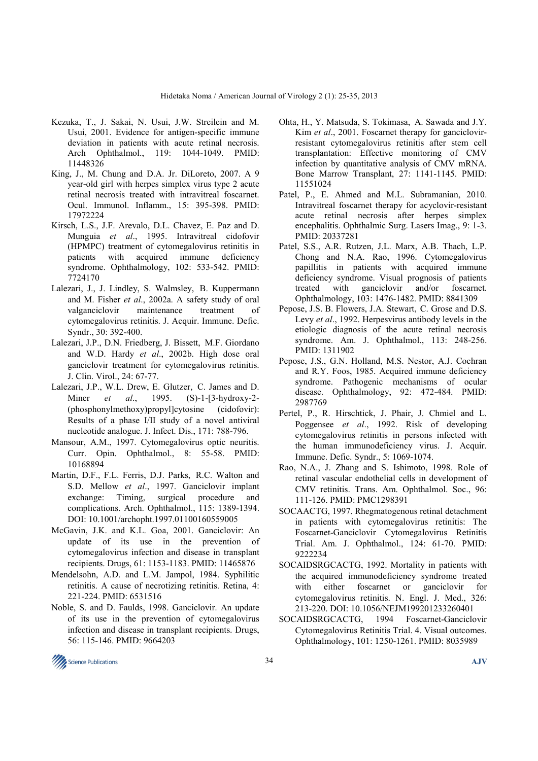Kezuka, T., J. Sakai, N. Usui, J.W. Streilein and M. Usui, 2001. Evidence for antigen-specific immune deviation in patients with acute retinal necrosis. Arch Ophthalmol., 119: 1044-1049. PMID: 11448326

King, J., M. Chung and D.A. Jr. DiLoreto, 2007. A 9 year-old girl with herpes simplex virus type 2 acute retinal necrosis treated with intravitreal foscarnet. Ocul. Immunol. Inflamm., 15: 395-398. PMID: 17972224

Kirsch, L.S., J.F. Arevalo, D.L. Chavez, E. Paz and D. Munguia *et al*., 1995. Intravitreal cidofovir (HPMPC) treatment of cytomegalovirus retinitis in patients with acquired immune deficiency syndrome. Ophthalmology, 102: 533-542. PMID: 7724170

Lalezari, J., J. Lindley, S. Walmsley, B. Kuppermann and M. Fisher *et al*., 2002a. A safety study of oral valganciclovir maintenance treatment of cytomegalovirus retinitis. J. Acquir. Immune. Defic. Syndr., 30: 392-400.

Lalezari, J.P., D.N. Friedberg, J. Bissett, M.F. Giordano and W.D. Hardy *et al*., 2002b. High dose oral ganciclovir treatment for cytomegalovirus retinitis. J. Clin. Virol., 24: 67-77.

Lalezari, J.P., W.L. Drew, E. Glutzer, C. James and D. Miner *et al*., 1995. (S)-1-[3-hydroxy-2-(phosphonylmethoxy)propyl]cytosine (cidofovir): Results of a phase I/II study of a novel antiviral nucleotide analogue. J. Infect. Dis., 171: 788-796.

Mansour, A.M., 1997. Cytomegalovirus optic neuritis. Curr. Opin. Ophthalmol., 8: 55-58. PMID: 10168894

Martin, D.F., F.L. Ferris, D.J. Parks, R.C. Walton and S.D. Mellow *et al*., 1997. Ganciclovir implant exchange: Timing, surgical procedure and complications. Arch. Ophthalmol., 115: 1389-1394. DOI: 10.1001/archopht.1997.01100160559005

McGavin, J.K. and K.L. Goa, 2001. Ganciclovir: An update of its use in the prevention of cytomegalovirus infection and disease in transplant recipients. Drugs, 61: 1153-1183. PMID: 11465876

Mendelsohn, A.D. and L.M. Jampol, 1984. Syphilitic retinitis. A cause of necrotizing retinitis. Retina, 4: 221-224. PMID: 6531516

Noble, S. and D. Faulds, 1998. Ganciclovir. An update of its use in the prevention of cytomegalovirus infection and disease in transplant recipients. Drugs, 56: 115-146. PMID: 9664203

Ohta, H., Y. Matsuda, S. Tokimasa, A. Sawada and J.Y. Kim *et al*., 2001. Foscarnet therapy for ganciclovir-resistant cytomegalovirus retinitis after stem cell transplantation: Effective monitoring of CMV infection by quantitative analysis of CMV mRNA. Bone Marrow Transplant, 27: 1141-1145. PMID: 11551024

Patel, P., E. Ahmed and M.L. Subramanian, 2010. Intravitreal foscarnet therapy for acyclovir-resistant acute retinal necrosis after herpes simplex encephalitis. Ophthalmic Surg. Lasers Imag., 9: 1-3. PMID: 20337281

Patel, S.S., A.R. Rutzen, J.L. Marx, A.B. Thach, L.P. Chong and N.A. Rao, 1996. Cytomegalovirus papillitis in patients with acquired immune deficiency syndrome. Visual prognosis of patients treated with ganciclovir and/or foscarnet. Ophthalmology, 103: 1476-1482. PMID: 8841309

Pepose, J.S. B. Flowers, J.A. Stewart, C. Grose and D.S. Levy *et al*., 1992. Herpesvirus antibody levels in the etiologic diagnosis of the acute retinal necrosis syndrome. Am. J. Ophthalmol., 113: 248-256. PMID: 1311902

Pepose, J.S., G.N. Holland, M.S. Nestor, A.J. Cochran and R.Y. Foos, 1985. Acquired immune deficiency syndrome. Pathogenic mechanisms of ocular disease. Ophthalmology, 92: 472-484. PMID: 2987769

Pertel, P., R. Hirschtick, J. Phair, J. Chmiel and L. Poggensee *et al*., 1992. Risk of developing cytomegalovirus retinitis in persons infected with the human immunodeficiency virus. J. Acquir. Immune. Defic. Syndr., 5: 1069-1074.

Rao, N.A., J. Zhang and S. Ishimoto, 1998. Role of retinal vascular endothelial cells in development of CMV retinitis. Trans. Am. Ophthalmol. Soc., 96: 111-126. PMID: PMC1298391

SOCAACTG, 1997. Rhegmatogenous retinal detachment in patients with cytomegalovirus retinitis: The Foscarnet-Ganciclovir Cytomegalovirus Retinitis Trial. Am. J. Ophthalmol., 124: 61-70. PMID: 9222234

SOCAIDSRGCACTG, 1992. Mortality in patients with the acquired immunodeficiency syndrome treated with either foscarnet or ganciclovir for cytomegalovirus retinitis. N. Engl. J. Med., 326: 213-220. DOI: 10.1056/NEJM199201233260401

SOCAIDSRGCACTG, 1994 Foscarnet-Ganciclovir Cytomegalovirus Retinitis Trial. 4. Visual outcomes. Ophthalmology, 101: 1250-1261. PMID: 8035989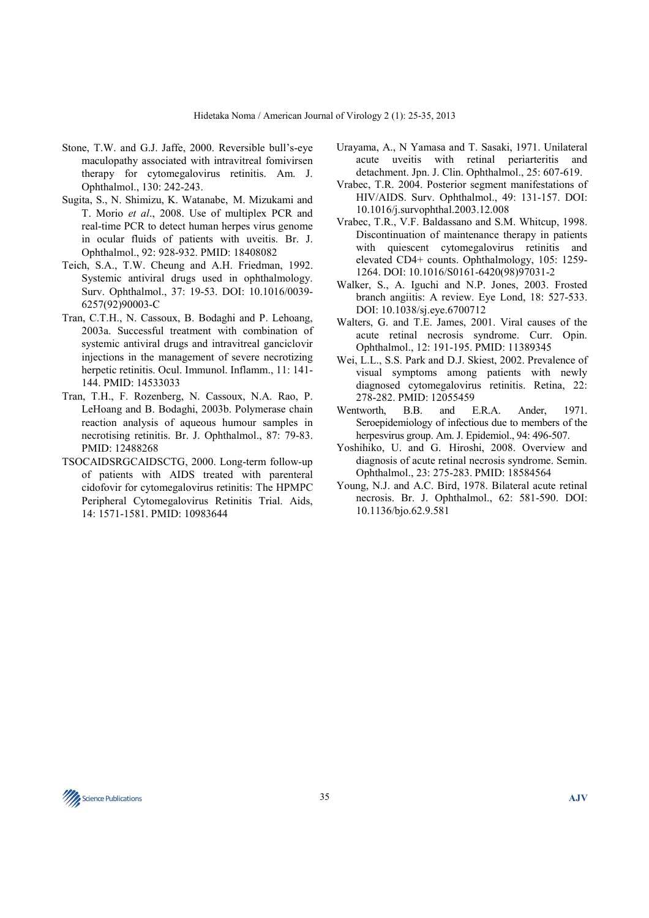Stone, T.W. and G.J. Jaffe, 2000. Reversible bull's-eye maculopathy associated with intravitreal fomivirsen therapy for cytomegalovirus retinitis. Am. J. Ophthalmol., 130: 242-243.

Sugita, S., N. Shimizu, K. Watanabe, M. Mizukami and T. Morio *et al*., 2008. Use of multiplex PCR and real-time PCR to detect human herpes virus genome in ocular fluids of patients with uveitis. Br. J. Ophthalmol., 92: 928-932. PMID: 18408082

Teich, S.A., T.W. Cheung and A.H. Friedman, 1992. Systemic antiviral drugs used in ophthalmology. Surv. Ophthalmol., 37: 19-53. DOI: 10.1016/0039-6257(92)90003-C

Tran, C.T.H., N. Cassoux, B. Bodaghi and P. Lehoang, 2003a. Successful treatment with combination of systemic antiviral drugs and intravitreal ganciclovir injections in the management of severe necrotizing herpetic retinitis. Ocul. Immunol. Inflamm., 11: 141-144. PMID: 14533033

Tran, T.H., F. Rozenberg, N. Cassoux, N.A. Rao, P. LeHoang and B. Bodaghi, 2003b. Polymerase chain reaction analysis of aqueous humour samples in necrotising retinitis. Br. J. Ophthalmol., 87: 79-83. PMID: 12488268

TSOCAIDSRGCAIDSCTG, 2000. Long-term follow-up of patients with AIDS treated with parenteral cidofovir for cytomegalovirus retinitis: The HPMPC Peripheral Cytomegalovirus Retinitis Trial. Aids, 14: 1571-1581. PMID: 10983644

Urayama, A., N Yamasa and T. Sasaki, 1971. Unilateral acute uveitis with retinal periarteritis and detachment. Jpn. J. Clin. Ophthalmol., 25: 607-619.

Vrabec, T.R. 2004. Posterior segment manifestations of HIV/AIDS. Surv. Ophthalmol., 49: 131-157. DOI: 10.1016/j.survophthal.2003.12.008

Vrabec, T.R., V.F. Baldassano and S.M. Whitcup, 1998. Discontinuation of maintenance therapy in patients with quiescent cytomegalovirus retinitis and elevated CD4+ counts. Ophthalmology, 105: 1259-1264. DOI: 10.1016/S0161-6420(98)97031-2

Walker, S., A. Iguchi and N.P. Jones, 2003. Frosted branch angiitis: A review. Eye Lond, 18: 527-533. DOI: 10.1038/sj.eye.6700712

Walters, G. and T.E. James, 2001. Viral causes of the acute retinal necrosis syndrome. Curr. Opin. Ophthalmol., 12: 191-195. PMID: 11389345

Wei, L.L., S.S. Park and D.J. Skiest, 2002. Prevalence of visual symptoms among patients with newly diagnosed cytomegalovirus retinitis. Retina, 22: 278-282. PMID: 12055459

Wentworth, B.B. and E.R.A. Ander, 1971. Seroepidemiology of infectious due to members of the herpesvirus group. Am. J. Epidemiol., 94: 496-507.

Yoshihiko, U. and G. Hiroshi, 2008. Overview and diagnosis of acute retinal necrosis syndrome. Semin. Ophthalmol., 23: 275-283. PMID: 18584564

Young, N.J. and A.C. Bird, 1978. Bilateral acute retinal necrosis. Br. J. Ophthalmol., 62: 581-590. DOI: 10.1136/bjo.62.9.581